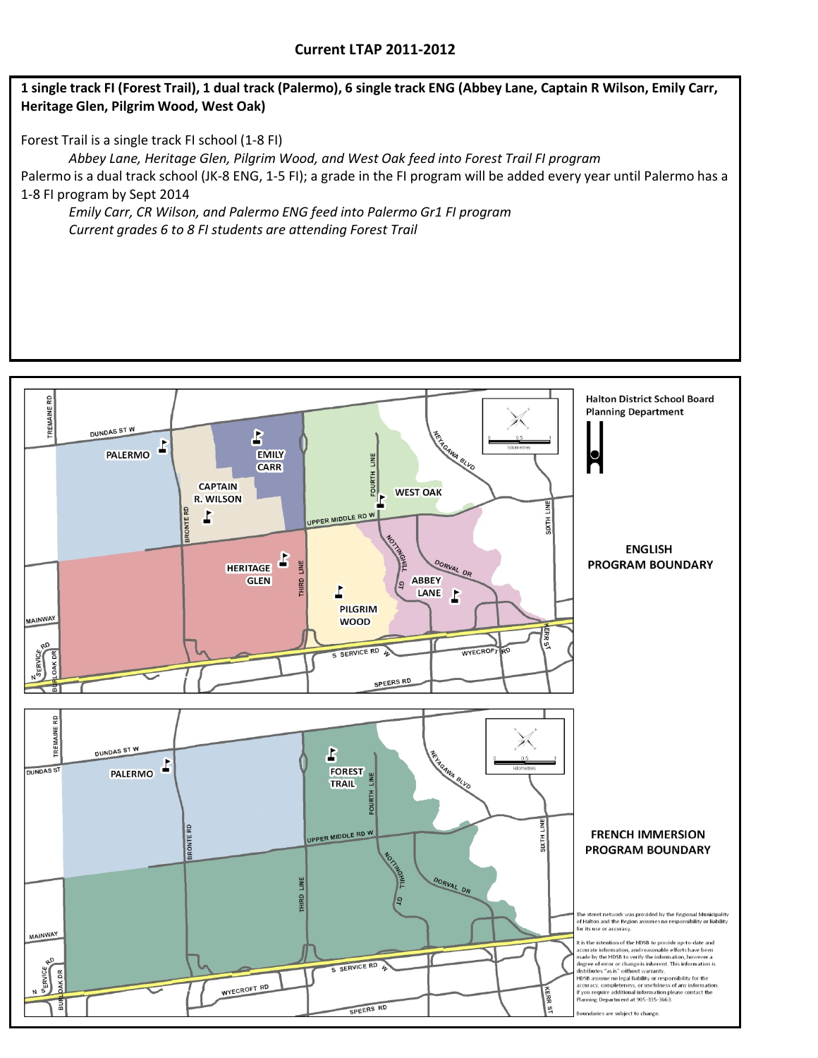## Current LTAP 2011-2012

**1 single track FI (Forest Trail), 1 dual track (Palermo), 6 single track ENG (Abbey Lane, Captain R Wilson, Emily Carr, Heritage Glen, Pilgrim Wood, West Oak)**

Forest Trail is a single track FI school (1-8 FI)

*Abbey Lane, Heritage Glen, Pilgrim Wood, and West Oak feed into Forest Trail FI program*

Palermo is a dual track school (JK-8 ENG, 1-5 FI); a grade in the FI program will be added every year until Palermo has a 1-8 FI program by Sept 2014

*Emily Carr, CR Wilson, and Palermo ENG feed into Palermo Gr1 FI program*

*Current grades 6 to 8 FI students are attending Forest Trail*

Halton District School Board Planning Department

**ENGLISH PROGRAM BOUNDARY**

**FRENCH IMMERSION PROGRAM BOUNDARY**

The street network was provided by the Regional Municipality of Halton and the Region assumes no responsibility or liability for its use or accuracy.

It is the intention of the HDSB to provide up-to-date and accurate information, and reasonable efforts have been made by the HDSB to verify the information, however a degree of error or change is inherent. This information is distributes "as is" without warranty. HDSB assume no legal liability or responsibility for the accuracy, completeness, or usefulness of any information. If you require additional information please contact the Planning Department at 905-335-3663.

Boundaries are subject to change.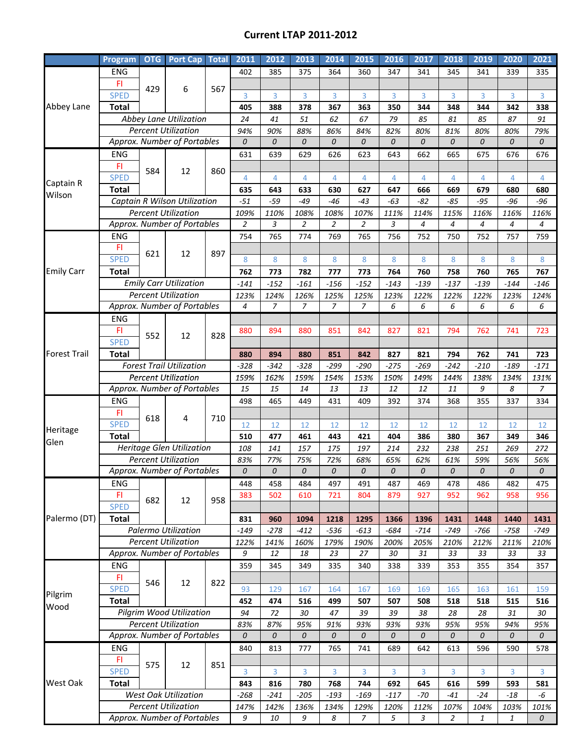# Current LTAP 2011-2012

| | Program | OTG | Port Cap | Total | 2011 | 2012 | 2013 | 2014 | 2015 | 2016 | 2017 | 2018 | 2019 | 2020 | 2021 |
|---|---|---|---|---|---|---|---|---|---|---|---|---|---|---|---|
| Abbey Lane | ENG | 429 | 6 | 567 | 402 | 385 | 375 | 364 | 360 | 347 | 341 | 345 | 341 | 339 | 335 |
| | FI | | | | | | | | | | | | | | |
| | SPED | | | | 3 | 3 | 3 | 3 | 3 | 3 | 3 | 3 | 3 | 3 | 3 |
| | **Total** | | | | **405** | **388** | **378** | **367** | **363** | **350** | **344** | **348** | **344** | **342** | **338** |
| | *Abbey Lane Utilization* | | | | *24* | *41* | *51* | *62* | *67* | *79* | *85* | *81* | *85* | *87* | *91* |
| | *Percent Utilization* | | | | *94%* | *90%* | *88%* | *86%* | *84%* | *82%* | *80%* | *81%* | *80%* | *80%* | *79%* |
| | *Approx. Number of Portables* | | | | *0* | *0* | *0* | *0* | *0* | *0* | *0* | *0* | *0* | *0* | *0* |
| Captain R Wilson | ENG | 584 | 12 | 860 | 631 | 639 | 629 | 626 | 623 | 643 | 662 | 665 | 675 | 676 | 676 |
| | FI | | | | | | | | | | | | | | |
| | SPED | | | | 4 | 4 | 4 | 4 | 4 | 4 | 4 | 4 | 4 | 4 | 4 |
| | **Total** | | | | **635** | **643** | **633** | **630** | **627** | **647** | **666** | **669** | **679** | **680** | **680** |
| | *Captain R Wilson Utilization* | | | | *-51* | *-59* | *-49* | *-46* | *-43* | *-63* | *-82* | *-85* | *-95* | *-96* | *-96* |
| | *Percent Utilization* | | | | *109%* | *110%* | *108%* | *108%* | *107%* | *111%* | *114%* | *115%* | *116%* | *116%* | *116%* |
| | *Approx. Number of Portables* | | | | *2* | *3* | *2* | *2* | *2* | *3* | *4* | *4* | *4* | *4* | *4* |
| Emily Carr | ENG | 621 | 12 | 897 | 754 | 765 | 774 | 769 | 765 | 756 | 752 | 750 | 752 | 757 | 759 |
| | FI | | | | | | | | | | | | | | |
| | SPED | | | | 8 | 8 | 8 | 8 | 8 | 8 | 8 | 8 | 8 | 8 | 8 |
| | **Total** | | | | **762** | **773** | **782** | **777** | **773** | **764** | **760** | **758** | **760** | **765** | **767** |
| | *Emily Carr Utilization* | | | | *-141* | *-152* | *-161* | *-156* | *-152* | *-143* | *-139* | *-137* | *-139* | *-144* | *-146* |
| | *Percent Utilization* | | | | *123%* | *124%* | *126%* | *125%* | *125%* | *123%* | *122%* | *122%* | *122%* | *123%* | *124%* |
| | *Approx. Number of Portables* | | | | *4* | *7* | *7* | *7* | *7* | *6* | *6* | *6* | *6* | *6* | *6* |
| Forest Trail | ENG | 552 | 12 | 828 | | | | | | | | | | | |
| | FI | | | | 880 | 894 | 880 | 851 | 842 | 827 | 821 | 794 | 762 | 741 | 723 |
| | SPED | | | | | | | | | | | | | | |
| | **Total** | | | | **880** | **894** | **880** | **851** | **842** | **827** | **821** | **794** | **762** | **741** | **723** |
| | *Forest Trail Utilization* | | | | *-328* | *-342* | *-328* | *-299* | *-290* | *-275* | *-269* | *-242* | *-210* | *-189* | *-171* |
| | *Percent Utilization* | | | | *159%* | *162%* | *159%* | *154%* | *153%* | *150%* | *149%* | *144%* | *138%* | *134%* | *131%* |
| | *Approx. Number of Portables* | | | | *15* | *15* | *14* | *13* | *13* | *12* | *12* | *11* | *9* | *8* | *7* |
| Heritage Glen | ENG | 618 | 4 | 710 | 498 | 465 | 449 | 431 | 409 | 392 | 374 | 368 | 355 | 337 | 334 |
| | FI | | | | | | | | | | | | | | |
| | SPED | | | | 12 | 12 | 12 | 12 | 12 | 12 | 12 | 12 | 12 | 12 | 12 |
| | **Total** | | | | **510** | **477** | **461** | **443** | **421** | **404** | **386** | **380** | **367** | **349** | **346** |
| | *Heritage Glen Utilization* | | | | *108* | *141* | *157* | *175* | *197* | *214* | *232* | *238* | *251* | *269* | *272* |
| | *Percent Utilization* | | | | *83%* | *77%* | *75%* | *72%* | *68%* | *65%* | *62%* | *61%* | *59%* | *56%* | *56%* |
| | *Approx. Number of Portables* | | | | *0* | *0* | *0* | *0* | *0* | *0* | *0* | *0* | *0* | *0* | *0* |
| Palermo (DT) | ENG | 682 | 12 | 958 | 448 | 458 | 484 | 497 | 491 | 487 | 469 | 478 | 486 | 482 | 475 |
| | FI | | | | 383 | 502 | 610 | 721 | 804 | 879 | 927 | 952 | 962 | 958 | 956 |
| | SPED | | | | | | | | | | | | | | |
| | **Total** | | | | **831** | **960** | **1094** | **1218** | **1295** | **1366** | **1396** | **1431** | **1448** | **1440** | **1431** |
| | *Palermo Utilization* | | | | *-149* | *-278* | *-412* | *-536* | *-613* | *-684* | *-714* | *-749* | *-766* | *-758* | *-749* |
| | *Percent Utilization* | | | | *122%* | *141%* | *160%* | *179%* | *190%* | *200%* | *205%* | *210%* | *212%* | *211%* | *210%* |
| | *Approx. Number of Portables* | | | | *9* | *12* | *18* | *23* | *27* | *30* | *31* | *33* | *33* | *33* | *33* |
| Pilgrim Wood | ENG | 546 | 12 | 822 | 359 | 345 | 349 | 335 | 340 | 338 | 339 | 353 | 355 | 354 | 357 |
| | FI | | | | | | | | | | | | | | |
| | SPED | | | | 93 | 129 | 167 | 164 | 167 | 169 | 169 | 165 | 163 | 161 | 159 |
| | **Total** | | | | **452** | **474** | **516** | **499** | **507** | **507** | **508** | **518** | **518** | **515** | **516** |
| | *Pilgrim Wood Utilization* | | | | *94* | *72* | *30* | *47* | *39* | *39* | *38* | *28* | *28* | *31* | *30* |
| | *Percent Utilization* | | | | *83%* | *87%* | *95%* | *91%* | *93%* | *93%* | *93%* | *95%* | *95%* | *94%* | *95%* |
| | *Approx. Number of Portables* | | | | *0* | *0* | *0* | *0* | *0* | *0* | *0* | *0* | *0* | *0* | *0* |
| West Oak | ENG | 575 | 12 | 851 | 840 | 813 | 777 | 765 | 741 | 689 | 642 | 613 | 596 | 590 | 578 |
| | FI | | | | | | | | | | | | | | |
| | SPED | | | | 3 | 3 | 3 | 3 | 3 | 3 | 3 | 3 | 3 | 3 | 3 |
| | **Total** | | | | **843** | **816** | **780** | **768** | **744** | **692** | **645** | **616** | **599** | **593** | **581** |
| | *West Oak Utilization* | | | | *-268* | *-241* | *-205* | *-193* | *-169* | *-117* | *-70* | *-41* | *-24* | *-18* | *-6* |
| | *Percent Utilization* | | | | *147%* | *142%* | *136%* | *134%* | *129%* | *120%* | *112%* | *107%* | *104%* | *103%* | *101%* |
| | *Approx. Number of Portables* | | | | *9* | *10* | *9* | *8* | *7* | *5* | *3* | *2* | *1* | *1* | *0* |